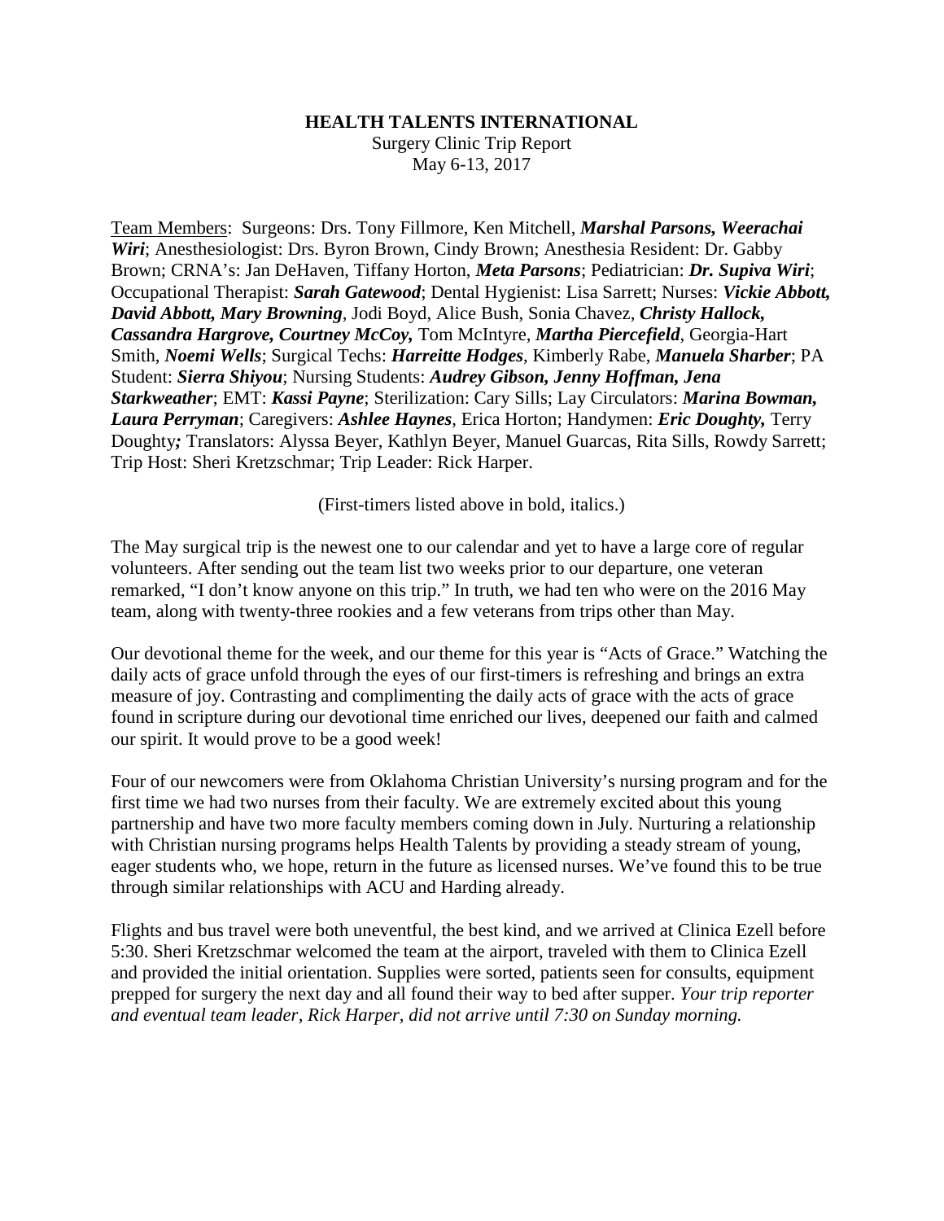**HEALTH TALENTS INTERNATIONAL**

Surgery Clinic Trip Report

May 6-13, 2017

Team Members: Surgeons: Drs. Tony Fillmore, Ken Mitchell, ***Marshal Parsons, Weerachai Wiri***; Anesthesiologist: Drs. Byron Brown, Cindy Brown; Anesthesia Resident: Dr. Gabby Brown; CRNA's: Jan DeHaven, Tiffany Horton, ***Meta Parsons***; Pediatrician: ***Dr. Supiva Wiri***; Occupational Therapist: ***Sarah Gatewood***; Dental Hygienist: Lisa Sarrett; Nurses: ***Vickie Abbott, David Abbott, Mary Browning***, Jodi Boyd, Alice Bush, Sonia Chavez, ***Christy Hallock, Cassandra Hargrove, Courtney McCoy,*** Tom McIntyre, ***Martha Piercefield***, Georgia-Hart Smith, ***Noemi Wells***; Surgical Techs: ***Harreitte Hodges***, Kimberly Rabe, ***Manuela Sharber***; PA Student: ***Sierra Shiyou***; Nursing Students: ***Audrey Gibson, Jenny Hoffman, Jena Starkweather***; EMT: ***Kassi Payne***; Sterilization: Cary Sills; Lay Circulators: ***Marina Bowman, Laura Perryman***; Caregivers: ***Ashlee Haynes***, Erica Horton; Handymen: ***Eric Doughty,*** Terry Doughty***;*** Translators: Alyssa Beyer, Kathlyn Beyer, Manuel Guarcas, Rita Sills, Rowdy Sarrett; Trip Host: Sheri Kretzschmar; Trip Leader: Rick Harper.

(First-timers listed above in bold, italics.)

The May surgical trip is the newest one to our calendar and yet to have a large core of regular volunteers. After sending out the team list two weeks prior to our departure, one veteran remarked, "I don't know anyone on this trip." In truth, we had ten who were on the 2016 May team, along with twenty-three rookies and a few veterans from trips other than May.

Our devotional theme for the week, and our theme for this year is "Acts of Grace." Watching the daily acts of grace unfold through the eyes of our first-timers is refreshing and brings an extra measure of joy. Contrasting and complimenting the daily acts of grace with the acts of grace found in scripture during our devotional time enriched our lives, deepened our faith and calmed our spirit. It would prove to be a good week!

Four of our newcomers were from Oklahoma Christian University's nursing program and for the first time we had two nurses from their faculty. We are extremely excited about this young partnership and have two more faculty members coming down in July. Nurturing a relationship with Christian nursing programs helps Health Talents by providing a steady stream of young, eager students who, we hope, return in the future as licensed nurses. We've found this to be true through similar relationships with ACU and Harding already.

Flights and bus travel were both uneventful, the best kind, and we arrived at Clinica Ezell before 5:30. Sheri Kretzschmar welcomed the team at the airport, traveled with them to Clinica Ezell and provided the initial orientation. Supplies were sorted, patients seen for consults, equipment prepped for surgery the next day and all found their way to bed after supper. *Your trip reporter and eventual team leader, Rick Harper, did not arrive until 7:30 on Sunday morning.*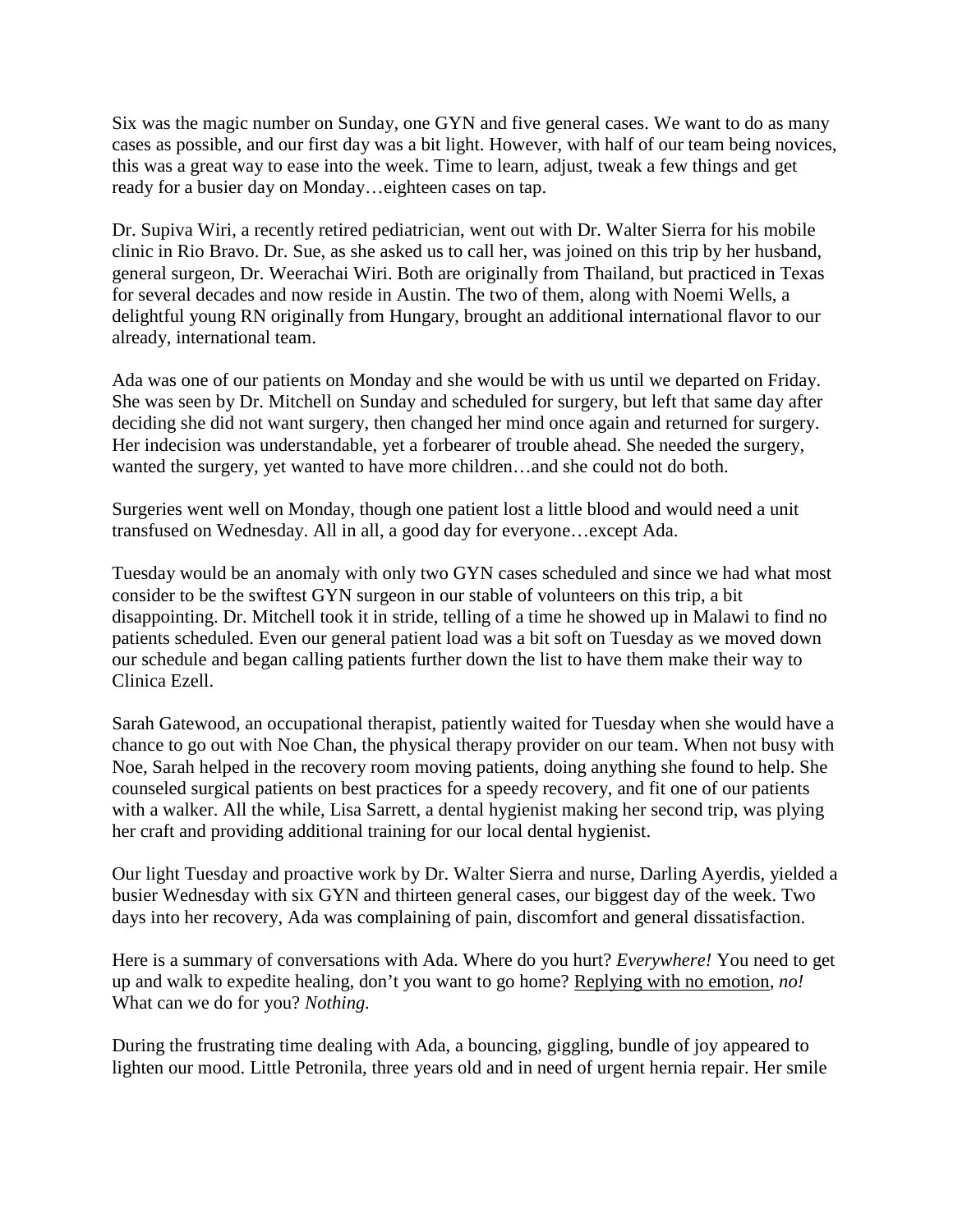Six was the magic number on Sunday, one GYN and five general cases. We want to do as many cases as possible, and our first day was a bit light. However, with half of our team being novices, this was a great way to ease into the week. Time to learn, adjust, tweak a few things and get ready for a busier day on Monday…eighteen cases on tap.

Dr. Supiva Wiri, a recently retired pediatrician, went out with Dr. Walter Sierra for his mobile clinic in Rio Bravo. Dr. Sue, as she asked us to call her, was joined on this trip by her husband, general surgeon, Dr. Weerachai Wiri. Both are originally from Thailand, but practiced in Texas for several decades and now reside in Austin. The two of them, along with Noemi Wells, a delightful young RN originally from Hungary, brought an additional international flavor to our already, international team.

Ada was one of our patients on Monday and she would be with us until we departed on Friday. She was seen by Dr. Mitchell on Sunday and scheduled for surgery, but left that same day after deciding she did not want surgery, then changed her mind once again and returned for surgery. Her indecision was understandable, yet a forbearer of trouble ahead. She needed the surgery, wanted the surgery, yet wanted to have more children…and she could not do both.

Surgeries went well on Monday, though one patient lost a little blood and would need a unit transfused on Wednesday. All in all, a good day for everyone…except Ada.

Tuesday would be an anomaly with only two GYN cases scheduled and since we had what most consider to be the swiftest GYN surgeon in our stable of volunteers on this trip, a bit disappointing. Dr. Mitchell took it in stride, telling of a time he showed up in Malawi to find no patients scheduled. Even our general patient load was a bit soft on Tuesday as we moved down our schedule and began calling patients further down the list to have them make their way to Clinica Ezell.

Sarah Gatewood, an occupational therapist, patiently waited for Tuesday when she would have a chance to go out with Noe Chan, the physical therapy provider on our team. When not busy with Noe, Sarah helped in the recovery room moving patients, doing anything she found to help. She counseled surgical patients on best practices for a speedy recovery, and fit one of our patients with a walker. All the while, Lisa Sarrett, a dental hygienist making her second trip, was plying her craft and providing additional training for our local dental hygienist.

Our light Tuesday and proactive work by Dr. Walter Sierra and nurse, Darling Ayerdis, yielded a busier Wednesday with six GYN and thirteen general cases, our biggest day of the week. Two days into her recovery, Ada was complaining of pain, discomfort and general dissatisfaction.

Here is a summary of conversations with Ada. Where do you hurt? *Everywhere!* You need to get up and walk to expedite healing, don't you want to go home? <u>Replying with no emotion</u>, *no!* What can we do for you? *Nothing.*

During the frustrating time dealing with Ada, a bouncing, giggling, bundle of joy appeared to lighten our mood. Little Petronila, three years old and in need of urgent hernia repair. Her smile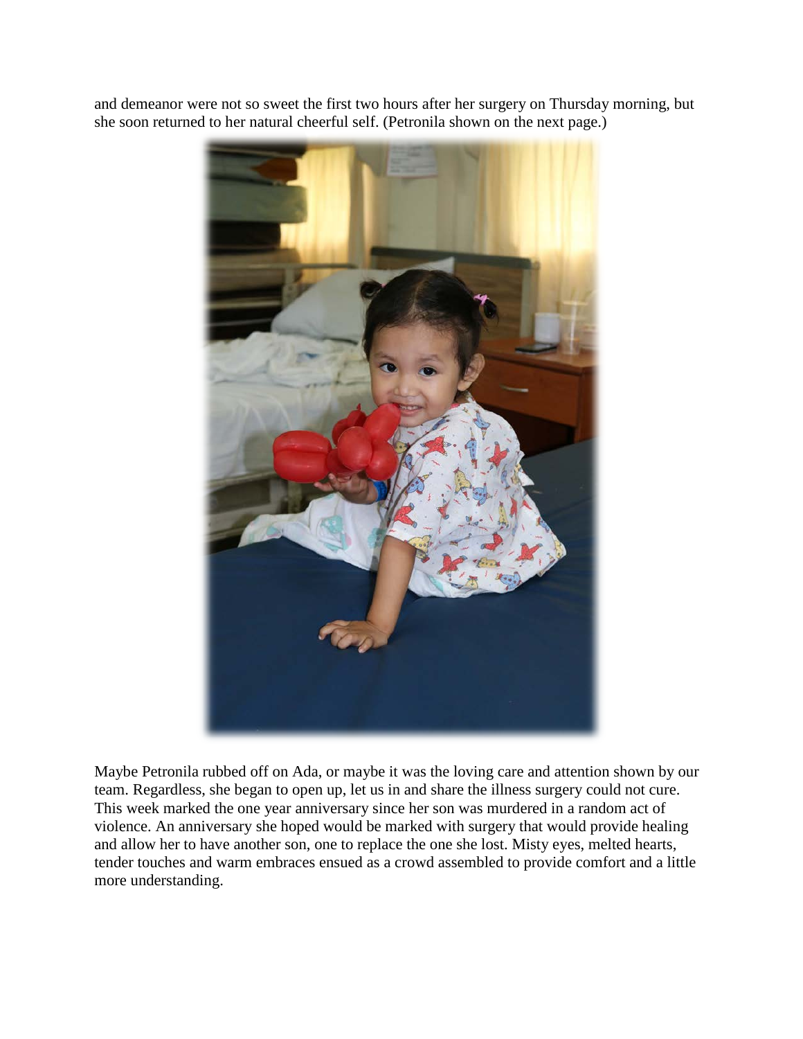and demeanor were not so sweet the first two hours after her surgery on Thursday morning, but she soon returned to her natural cheerful self. (Petronila shown on the next page.)

Maybe Petronila rubbed off on Ada, or maybe it was the loving care and attention shown by our team. Regardless, she began to open up, let us in and share the illness surgery could not cure. This week marked the one year anniversary since her son was murdered in a random act of violence. An anniversary she hoped would be marked with surgery that would provide healing and allow her to have another son, one to replace the one she lost. Misty eyes, melted hearts, tender touches and warm embraces ensued as a crowd assembled to provide comfort and a little more understanding.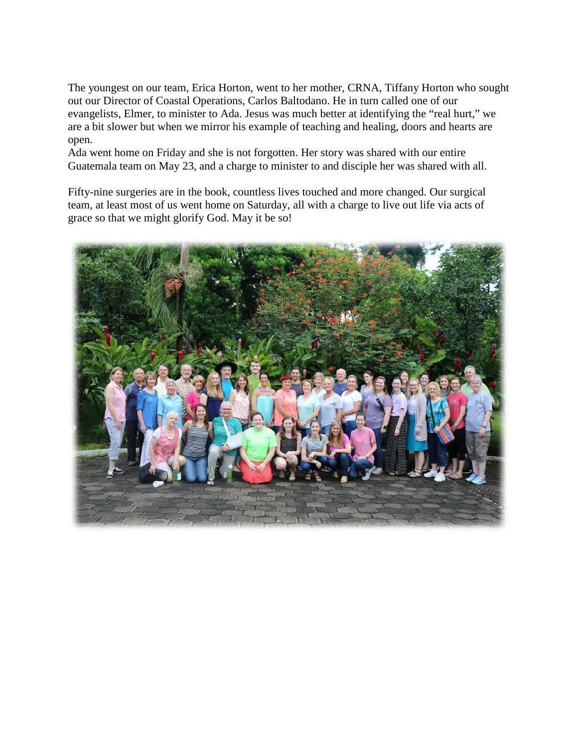The youngest on our team, Erica Horton, went to her mother, CRNA, Tiffany Horton who sought out our Director of Coastal Operations, Carlos Baltodano. He in turn called one of our evangelists, Elmer, to minister to Ada. Jesus was much better at identifying the "real hurt," we are a bit slower but when we mirror his example of teaching and healing, doors and hearts are open.

Ada went home on Friday and she is not forgotten. Her story was shared with our entire Guatemala team on May 23, and a charge to minister to and disciple her was shared with all.

Fifty-nine surgeries are in the book, countless lives touched and more changed. Our surgical team, at least most of us went home on Saturday, all with a charge to live out life via acts of grace so that we might glorify God. May it be so!